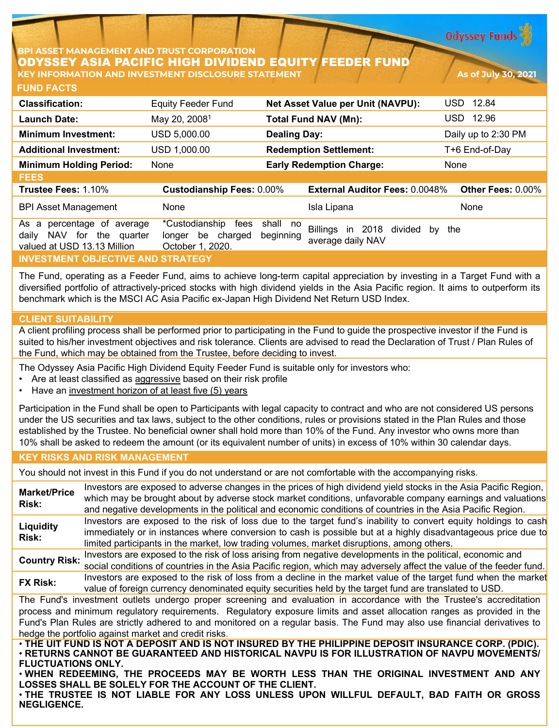Odyssey Funds

BPI ASSET MANAGEMENT AND TRUST CORPORATION

# ODYSSEY ASIA PACIFIC HIGH DIVIDEND EQUITY FEEDER FUND

**KEY INFORMATION AND INVESTMENT DISCLOSURE STATEMENT** — **As of July 30, 2021**

## FUND FACTS

| | | | |
|---|---|---|---|
| **Classification:** | Equity Feeder Fund | **Net Asset Value per Unit (NAVPU):** | USD 12.84 |
| **Launch Date:** | May 20, 2008[1] | **Total Fund NAV (Mn):** | USD 12.96 |
| **Minimum Investment:** | USD 5,000.00 | **Dealing Day:** | Daily up to 2:30 PM |
| **Additional Investment:** | USD 1,000.00 | **Redemption Settlement:** | T+6 End-of-Day |
| **Minimum Holding Period:** | None | **Early Redemption Charge:** | None |

## FEES

| **Trustee Fees:** 1.10% | **Custodianship Fees:** 0.00% | **External Auditor Fees:** 0.0048% | **Other Fees:** 0.00% |
|---|---|---|---|
| BPI Asset Management | None | Isla Lipana | None |
| As a percentage of average daily NAV for the quarter valued at USD 13.13 Million | *Custodianship fees shall no longer be charged beginning October 1, 2020. | Billings in 2018 divided by the average daily NAV | |

## INVESTMENT OBJECTIVE AND STRATEGY

The Fund, operating as a Feeder Fund, aims to achieve long-term capital appreciation by investing in a Target Fund with a diversified portfolio of attractively-priced stocks with high dividend yields in the Asia Pacific region. It aims to outperform its benchmark which is the MSCI AC Asia Pacific ex-Japan High Dividend Net Return USD Index.

## CLIENT SUITABILITY

A client profiling process shall be performed prior to participating in the Fund to guide the prospective investor if the Fund is suited to his/her investment objectives and risk tolerance. Clients are advised to read the Declaration of Trust / Plan Rules of the Fund, which may be obtained from the Trustee, before deciding to invest.

The Odyssey Asia Pacific High Dividend Equity Feeder Fund is suitable only for investors who:

- Are at least classified as aggressive based on their risk profile
- Have an investment horizon of at least five (5) years

Participation in the Fund shall be open to Participants with legal capacity to contract and who are not considered US persons under the US securities and tax laws, subject to the other conditions, rules or provisions stated in the Plan Rules and those established by the Trustee. No beneficial owner shall hold more than 10% of the Fund. Any investor who owns more than 10% shall be asked to redeem the amount (or its equivalent number of units) in excess of 10% within 30 calendar days.

## KEY RISKS AND RISK MANAGEMENT

You should not invest in this Fund if you do not understand or are not comfortable with the accompanying risks.

| | |
|---|---|
| **Market/Price Risk:** | Investors are exposed to adverse changes in the prices of high dividend yield stocks in the Asia Pacific Region, which may be brought about by adverse stock market conditions, unfavorable company earnings and valuations and negative developments in the political and economic conditions of countries in the Asia Pacific Region. |
| **Liquidity Risk:** | Investors are exposed to the risk of loss due to the target fund's inability to convert equity holdings to cash immediately or in instances where conversion to cash is possible but at a highly disadvantageous price due to limited participants in the market, low trading volumes, market disruptions, among others. |
| **Country Risk:** | Investors are exposed to the risk of loss arising from negative developments in the political, economic and social conditions of countries in the Asia Pacific region, which may adversely affect the value of the feeder fund. |
| **FX Risk:** | Investors are exposed to the risk of loss from a decline in the market value of the target fund when the market value of foreign currency denominated equity securities held by the target fund are translated to USD. |

The Fund's investment outlets undergo proper screening and evaluation in accordance with the Trustee's accreditation process and minimum regulatory requirements. Regulatory exposure limits and asset allocation ranges as provided in the Fund's Plan Rules are strictly adhered to and monitored on a regular basis. The Fund may also use financial derivatives to hedge the portfolio against market and credit risks.

- **THE UIT FUND IS NOT A DEPOSIT AND IS NOT INSURED BY THE PHILIPPINE DEPOSIT INSURANCE CORP. (PDIC).**
- **RETURNS CANNOT BE GUARANTEED AND HISTORICAL NAVPU IS FOR ILLUSTRATION OF NAVPU MOVEMENTS/ FLUCTUATIONS ONLY.**
- **WHEN REDEEMING, THE PROCEEDS MAY BE WORTH LESS THAN THE ORIGINAL INVESTMENT AND ANY LOSSES SHALL BE SOLELY FOR THE ACCOUNT OF THE CLIENT.**
- **THE TRUSTEE IS NOT LIABLE FOR ANY LOSS UNLESS UPON WILLFUL DEFAULT, BAD FAITH OR GROSS NEGLIGENCE.**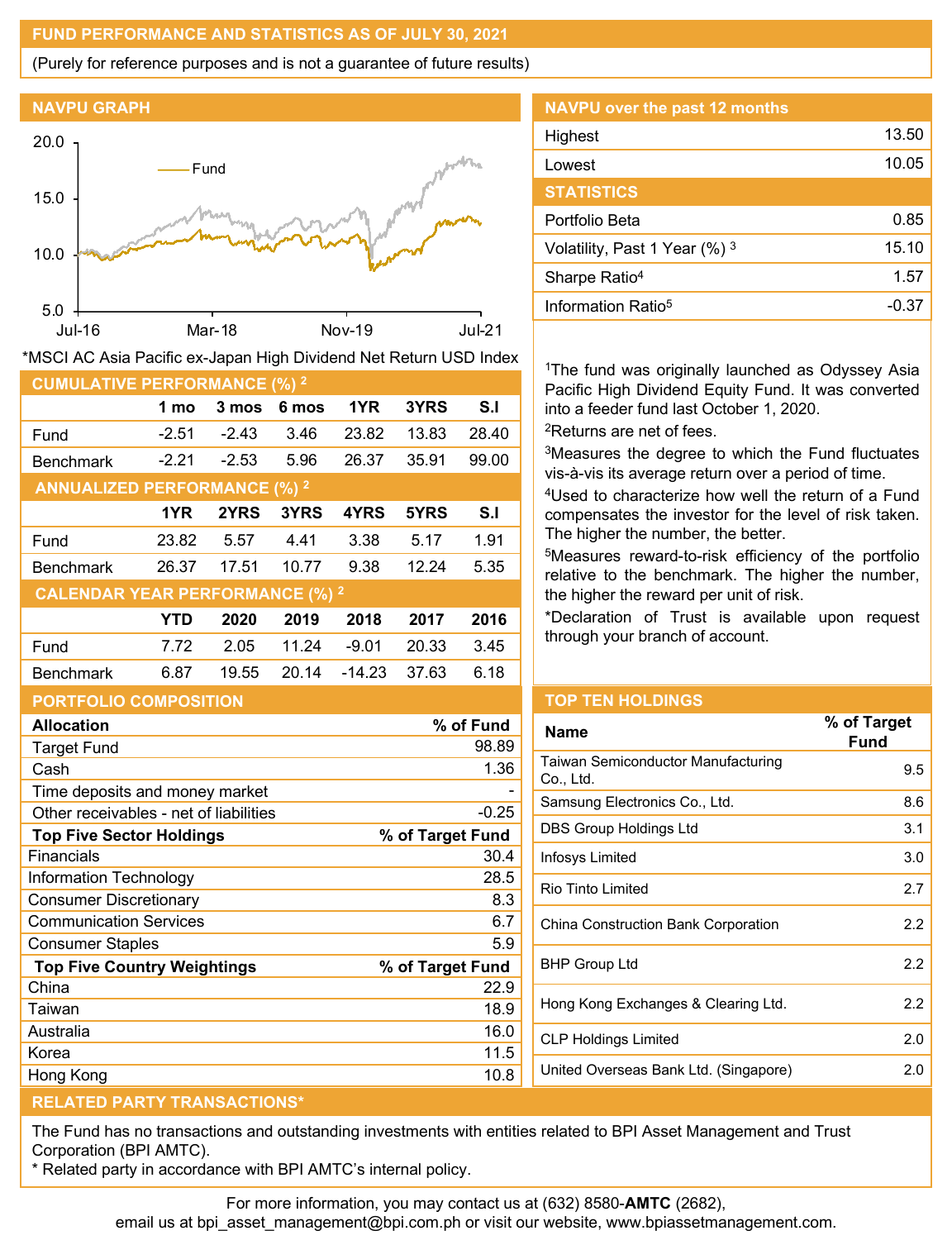## FUND PERFORMANCE AND STATISTICS AS OF JULY 30, 2021

(Purely for reference purposes and is not a guarantee of future results)

### NAVPU GRAPH

*MSCI AC Asia Pacific ex-Japan High Dividend Net Return USD Index

### NAVPU over the past 12 months

| | |
|---|---|
| Highest | 13.50 |
| Lowest | 10.05 |

### STATISTICS

| | |
|---|---|
| Portfolio Beta | 0.85 |
| Volatility, Past 1 Year (%) [3] | 15.10 |
| Sharpe Ratio[4] | 1.57 |
| Information Ratio[5] | -0.37 |

### CUMULATIVE PERFORMANCE (%) [2]

| | 1 mo | 3 mos | 6 mos | 1YR | 3YRS | S.I |
|---|---|---|---|---|---|---|
| Fund | -2.51 | -2.43 | 3.46 | 23.82 | 13.83 | 28.40 |
| Benchmark | -2.21 | -2.53 | 5.96 | 26.37 | 35.91 | 99.00 |

### ANNUALIZED PERFORMANCE (%) [2]

| | 1YR | 2YRS | 3YRS | 4YRS | 5YRS | S.I |
|---|---|---|---|---|---|---|
| Fund | 23.82 | 5.57 | 4.41 | 3.38 | 5.17 | 1.91 |
| Benchmark | 26.37 | 17.51 | 10.77 | 9.38 | 12.24 | 5.35 |

### CALENDAR YEAR PERFORMANCE (%) [2]

| | YTD | 2020 | 2019 | 2018 | 2017 | 2016 |
|---|---|---|---|---|---|---|
| Fund | 7.72 | 2.05 | 11.24 | -9.01 | 20.33 | 3.45 |
| Benchmark | 6.87 | 19.55 | 20.14 | -14.23 | 37.63 | 6.18 |

[1]The fund was originally launched as Odyssey Asia Pacific High Dividend Equity Fund. It was converted into a feeder fund last October 1, 2020.

[2]Returns are net of fees.

[3]Measures the degree to which the Fund fluctuates vis-à-vis its average return over a period of time.

[4]Used to characterize how well the return of a Fund compensates the investor for the level of risk taken. The higher the number, the better.

[5]Measures reward-to-risk efficiency of the portfolio relative to the benchmark. The higher the number, the higher the reward per unit of risk.

*Declaration of Trust is available upon request through your branch of account.

### PORTFOLIO COMPOSITION

| Allocation | % of Fund |
|---|---|
| Target Fund | 98.89 |
| Cash | 1.36 |
| Time deposits and money market | - |
| Other receivables - net of liabilities | -0.25 |

| Top Five Sector Holdings | % of Target Fund |
|---|---|
| Financials | 30.4 |
| Information Technology | 28.5 |
| Consumer Discretionary | 8.3 |
| Communication Services | 6.7 |
| Consumer Staples | 5.9 |

| Top Five Country Weightings | % of Target Fund |
|---|---|
| China | 22.9 |
| Taiwan | 18.9 |
| Australia | 16.0 |
| Korea | 11.5 |
| Hong Kong | 10.8 |

### TOP TEN HOLDINGS

| Name | % of Target Fund |
|---|---|
| Taiwan Semiconductor Manufacturing Co., Ltd. | 9.5 |
| Samsung Electronics Co., Ltd. | 8.6 |
| DBS Group Holdings Ltd | 3.1 |
| Infosys Limited | 3.0 |
| Rio Tinto Limited | 2.7 |
| China Construction Bank Corporation | 2.2 |
| BHP Group Ltd | 2.2 |
| Hong Kong Exchanges & Clearing Ltd. | 2.2 |
| CLP Holdings Limited | 2.0 |
| United Overseas Bank Ltd. (Singapore) | 2.0 |

### RELATED PARTY TRANSACTIONS*

The Fund has no transactions and outstanding investments with entities related to BPI Asset Management and Trust Corporation (BPI AMTC).

* Related party in accordance with BPI AMTC's internal policy.

For more information, you may contact us at (632) 8580-**AMTC** (2682), email us at bpi_asset_management@bpi.com.ph or visit our website, www.bpiassetmanagement.com.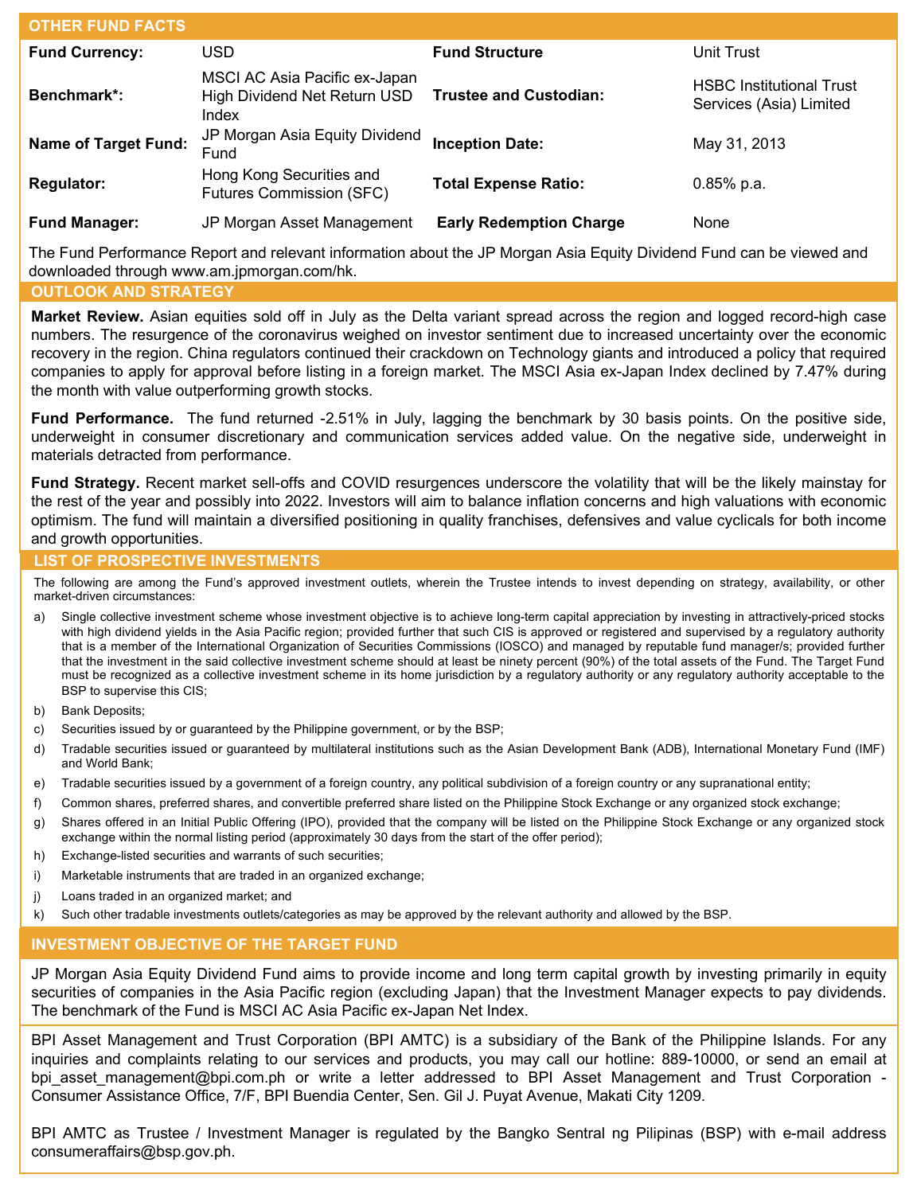## OTHER FUND FACTS

| | | | |
|---|---|---|---|
| **Fund Currency:** | USD | **Fund Structure** | Unit Trust |
| **Benchmark*:** | MSCI AC Asia Pacific ex-Japan High Dividend Net Return USD Index | **Trustee and Custodian:** | HSBC Institutional Trust Services (Asia) Limited |
| **Name of Target Fund:** | JP Morgan Asia Equity Dividend Fund | **Inception Date:** | May 31, 2013 |
| **Regulator:** | Hong Kong Securities and Futures Commission (SFC) | **Total Expense Ratio:** | 0.85% p.a. |
| **Fund Manager:** | JP Morgan Asset Management | **Early Redemption Charge** | None |

The Fund Performance Report and relevant information about the JP Morgan Asia Equity Dividend Fund can be viewed and downloaded through www.am.jpmorgan.com/hk.

## OUTLOOK AND STRATEGY

**Market Review.** Asian equities sold off in July as the Delta variant spread across the region and logged record-high case numbers. The resurgence of the coronavirus weighed on investor sentiment due to increased uncertainty over the economic recovery in the region. China regulators continued their crackdown on Technology giants and introduced a policy that required companies to apply for approval before listing in a foreign market. The MSCI Asia ex-Japan Index declined by 7.47% during the month with value outperforming growth stocks.

**Fund Performance.** The fund returned -2.51% in July, lagging the benchmark by 30 basis points. On the positive side, underweight in consumer discretionary and communication services added value. On the negative side, underweight in materials detracted from performance.

**Fund Strategy.** Recent market sell-offs and COVID resurgences underscore the volatility that will be the likely mainstay for the rest of the year and possibly into 2022. Investors will aim to balance inflation concerns and high valuations with economic optimism. The fund will maintain a diversified positioning in quality franchises, defensives and value cyclicals for both income and growth opportunities.

## LIST OF PROSPECTIVE INVESTMENTS

The following are among the Fund's approved investment outlets, wherein the Trustee intends to invest depending on strategy, availability, or other market-driven circumstances:

a) Single collective investment scheme whose investment objective is to achieve long-term capital appreciation by investing in attractively-priced stocks with high dividend yields in the Asia Pacific region; provided further that such CIS is approved or registered and supervised by a regulatory authority that is a member of the International Organization of Securities Commissions (IOSCO) and managed by reputable fund manager/s; provided further that the investment in the said collective investment scheme should at least be ninety percent (90%) of the total assets of the Fund. The Target Fund must be recognized as a collective investment scheme in its home jurisdiction by a regulatory authority or any regulatory authority acceptable to the BSP to supervise this CIS;

b) Bank Deposits;

c) Securities issued by or guaranteed by the Philippine government, or by the BSP;

d) Tradable securities issued or guaranteed by multilateral institutions such as the Asian Development Bank (ADB), International Monetary Fund (IMF) and World Bank;

e) Tradable securities issued by a government of a foreign country, any political subdivision of a foreign country or any supranational entity;

f) Common shares, preferred shares, and convertible preferred share listed on the Philippine Stock Exchange or any organized stock exchange;

g) Shares offered in an Initial Public Offering (IPO), provided that the company will be listed on the Philippine Stock Exchange or any organized stock exchange within the normal listing period (approximately 30 days from the start of the offer period);

h) Exchange-listed securities and warrants of such securities;

i) Marketable instruments that are traded in an organized exchange;

j) Loans traded in an organized market; and

k) Such other tradable investments outlets/categories as may be approved by the relevant authority and allowed by the BSP.

## INVESTMENT OBJECTIVE OF THE TARGET FUND

JP Morgan Asia Equity Dividend Fund aims to provide income and long term capital growth by investing primarily in equity securities of companies in the Asia Pacific region (excluding Japan) that the Investment Manager expects to pay dividends. The benchmark of the Fund is MSCI AC Asia Pacific ex-Japan Net Index.

BPI Asset Management and Trust Corporation (BPI AMTC) is a subsidiary of the Bank of the Philippine Islands. For any inquiries and complaints relating to our services and products, you may call our hotline: 889-10000, or send an email at bpi_asset_management@bpi.com.ph or write a letter addressed to BPI Asset Management and Trust Corporation - Consumer Assistance Office, 7/F, BPI Buendia Center, Sen. Gil J. Puyat Avenue, Makati City 1209.

BPI AMTC as Trustee / Investment Manager is regulated by the Bangko Sentral ng Pilipinas (BSP) with e-mail address consumeraffairs@bsp.gov.ph.